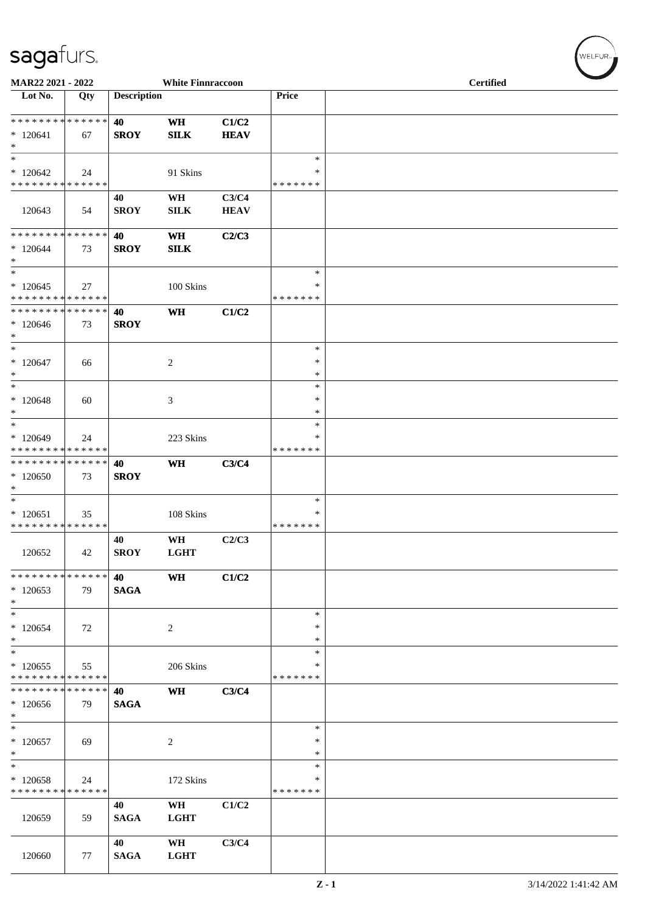sagafurs.

MAR22 2021 - 2022 White Finnraccoon Certified

| Lot No. | Qty | Description | | | Price | |
|---|---|---|---|---|---|---|
| * * * * * * * * * * * * * * | | 40 | WH | C1/C2 | | |
| * 120641 | 67 | SROY | SILK | HEAV | | |
| * | | | | | | |
| * | | | | | * | |
| * 120642 | 24 | | 91 Skins | | * | |
| * * * * * * * * * * * * * * | | | | | * * * * * * * | |
| | | 40 | WH | C3/C4 | | |
| 120643 | 54 | SROY | SILK | HEAV | | |
| * * * * * * * * * * * * * * | | 40 | WH | C2/C3 | | |
| * 120644 | 73 | SROY | SILK | | | |
| * | | | | | | |
| * | | | | | * | |
| * 120645 | 27 | | 100 Skins | | * | |
| * * * * * * * * * * * * * * | | | | | * * * * * * * | |
| * * * * * * * * * * * * * * | | 40 | WH | C1/C2 | | |
| * 120646 | 73 | SROY | | | | |
| * | | | | | | |
| * | | | | | * | |
| * 120647 | 66 | | 2 | | * | |
| * | | | | | * | |
| * | | | | | * | |
| * 120648 | 60 | | 3 | | * | |
| * | | | | | * | |
| * | | | | | * | |
| * 120649 | 24 | | 223 Skins | | * | |
| * * * * * * * * * * * * * * | | | | | * * * * * * * | |
| * * * * * * * * * * * * * * | | 40 | WH | C3/C4 | | |
| * 120650 | 73 | SROY | | | | |
| * | | | | | | |
| * | | | | | * | |
| * 120651 | 35 | | 108 Skins | | * | |
| * * * * * * * * * * * * * * | | | | | * * * * * * * | |
| | | 40 | WH | C2/C3 | | |
| 120652 | 42 | SROY | LGHT | | | |
| * * * * * * * * * * * * * * | | 40 | WH | C1/C2 | | |
| * 120653 | 79 | SAGA | | | | |
| * | | | | | | |
| * | | | | | * | |
| * 120654 | 72 | | 2 | | * | |
| * | | | | | * | |
| * | | | | | * | |
| * 120655 | 55 | | 206 Skins | | * | |
| * * * * * * * * * * * * * * | | | | | * * * * * * * | |
| * * * * * * * * * * * * * * | | 40 | WH | C3/C4 | | |
| * 120656 | 79 | SAGA | | | | |
| * | | | | | | |
| * | | | | | * | |
| * 120657 | 69 | | 2 | | * | |
| * | | | | | * | |
| * | | | | | * | |
| * 120658 | 24 | | 172 Skins | | * | |
| * * * * * * * * * * * * * * | | | | | * * * * * * * | |
| | | 40 | WH | C1/C2 | | |
| 120659 | 59 | SAGA | LGHT | | | |
| | | 40 | WH | C3/C4 | | |
| 120660 | 77 | SAGA | LGHT | | | |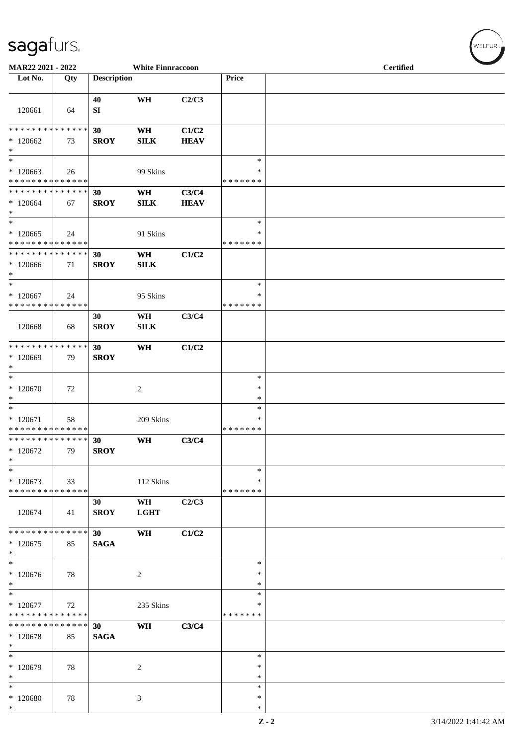# sagafurs.

**MAR22 2021 - 2022** **White Finnraccoon** **Certified**

| Lot No. | Qty | Description | | | Price | |
|---|---|---|---|---|---|---|
| 120661 | 64 | 40<br>SI | WH | C2/C3 | | |
| * * * * * * * * * * * * * *<br>* 120662<br>* | 73 | 30<br>SROY | WH<br>SILK | C1/C2<br>HEAV | | |
| *<br>* 120663<br>* * * * * * * * * * * * * * | 26 | | 99 Skins | | *<br>*<br>* * * * * * * | |
| * * * * * * * * * * * * * *<br>* 120664<br>* | 67 | 30<br>SROY | WH<br>SILK | C3/C4<br>HEAV | | |
| *<br>* 120665<br>* * * * * * * * * * * * * * | 24 | | 91 Skins | | *<br>*<br>* * * * * * * | |
| * * * * * * * * * * * * * *<br>* 120666<br>* | 71 | 30<br>SROY | WH<br>SILK | C1/C2 | | |
| *<br>* 120667<br>* * * * * * * * * * * * * * | 24 | | 95 Skins | | *<br>*<br>* * * * * * * | |
| 120668 | 68 | 30<br>SROY | WH<br>SILK | C3/C4 | | |
| * * * * * * * * * * * * * *<br>* 120669<br>* | 79 | 30<br>SROY | WH | C1/C2 | | |
| *<br>* 120670<br>* | 72 | | 2 | | *<br>*<br>* | |
| *<br>* 120671<br>* * * * * * * * * * * * * * | 58 | | 209 Skins | | *<br>*<br>* * * * * * * | |
| * * * * * * * * * * * * * *<br>* 120672<br>* | 79 | 30<br>SROY | WH | C3/C4 | | |
| *<br>* 120673<br>* * * * * * * * * * * * * * | 33 | | 112 Skins | | *<br>*<br>* * * * * * * | |
| 120674 | 41 | 30<br>SROY | WH<br>LGHT | C2/C3 | | |
| * * * * * * * * * * * * * *<br>* 120675<br>* | 85 | 30<br>SAGA | WH | C1/C2 | | |
| *<br>* 120676<br>* | 78 | | 2 | | *<br>*<br>* | |
| *<br>* 120677<br>* * * * * * * * * * * * * * | 72 | | 235 Skins | | *<br>*<br>* * * * * * * | |
| * * * * * * * * * * * * * *<br>* 120678<br>* | 85 | 30<br>SAGA | WH | C3/C4 | | |
| *<br>* 120679<br>* | 78 | | 2 | | *<br>*<br>* | |
| *<br>* 120680<br>* | 78 | | 3 | | *<br>*<br>* | |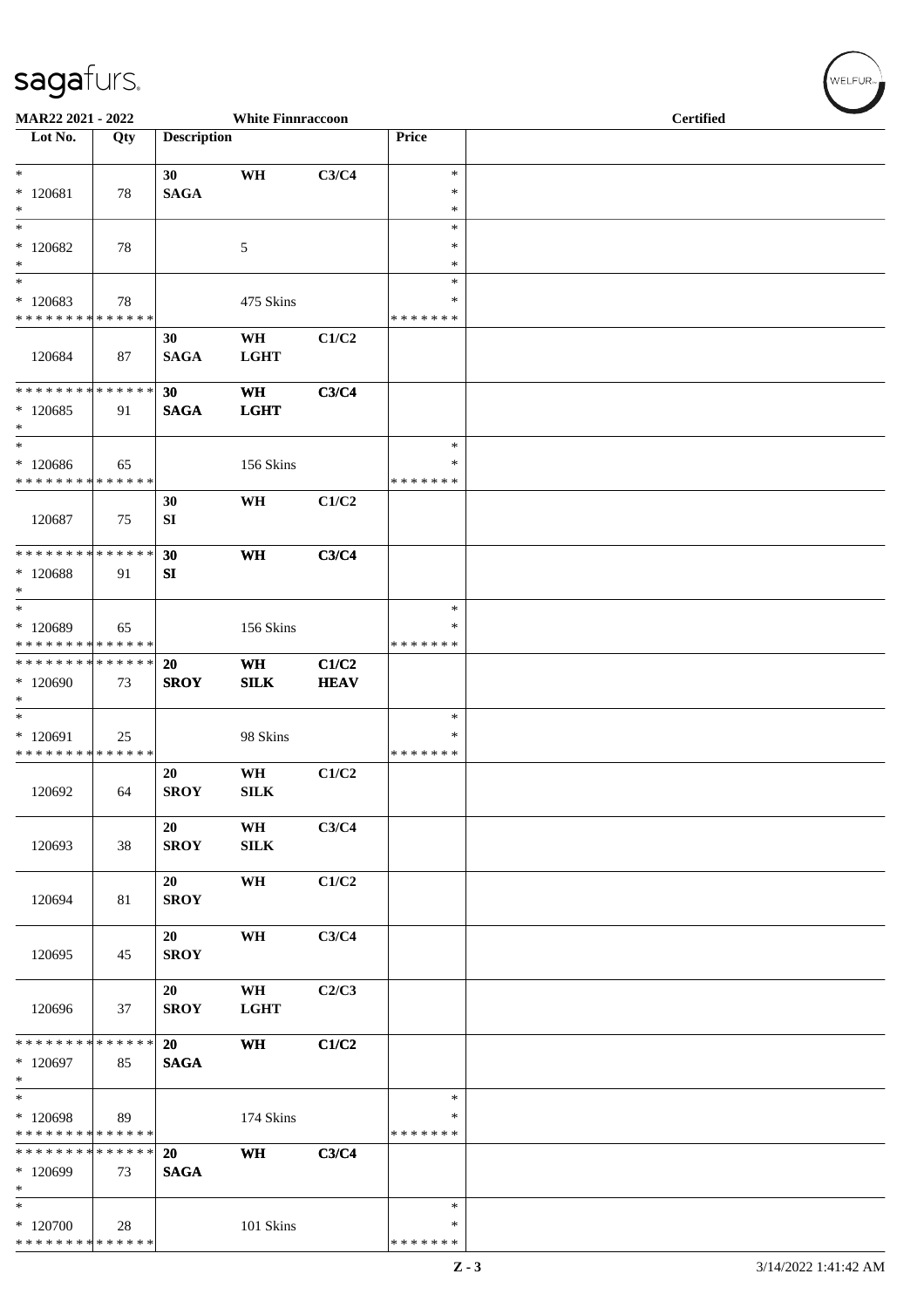MAR22 2021 - 2022 | White Finnraccoon | Certified

| Lot No. | Qty | Description | | | Price | |
|---|---|---|---|---|---|---|
| * | | 30 | WH | C3/C4 | * | |
| * 120681 | 78 | SAGA | | | * | |
| * | | | | | * | |
| * | | | | | * | |
| * 120682 | 78 | | 5 | | * | |
| * | | | | | * | |
| * | | | | | * | |
| * 120683 | 78 | | 475 Skins | | * | |
| * * * * * * * * * * * * * * | | | | | * * * * * * * | |
| 120684 | 87 | 30<br>SAGA | WH<br>LGHT | C1/C2 | | |
| * * * * * * * * * * * * * * | | 30 | WH | C3/C4 | | |
| * 120685 | 91 | SAGA | LGHT | | | |
| * | | | | | | |
| * | | | | | * | |
| * 120686 | 65 | | 156 Skins | | * | |
| * * * * * * * * * * * * * * | | | | | * * * * * * * | |
| 120687 | 75 | 30<br>SI | WH | C1/C2 | | |
| * * * * * * * * * * * * * * | | 30 | WH | C3/C4 | | |
| * 120688 | 91 | SI | | | | |
| * | | | | | | |
| * | | | | | * | |
| * 120689 | 65 | | 156 Skins | | * | |
| * * * * * * * * * * * * * * | | | | | * * * * * * * | |
| * * * * * * * * * * * * * * | | 20 | WH | C1/C2 | | |
| * 120690 | 73 | SROY | SILK | HEAV | | |
| * | | | | | | |
| * | | | | | * | |
| * 120691 | 25 | | 98 Skins | | * | |
| * * * * * * * * * * * * * * | | | | | * * * * * * * | |
| 120692 | 64 | 20<br>SROY | WH<br>SILK | C1/C2 | | |
| 120693 | 38 | 20<br>SROY | WH<br>SILK | C3/C4 | | |
| 120694 | 81 | 20<br>SROY | WH | C1/C2 | | |
| 120695 | 45 | 20<br>SROY | WH | C3/C4 | | |
| 120696 | 37 | 20<br>SROY | WH<br>LGHT | C2/C3 | | |
| * * * * * * * * * * * * * * | | 20 | WH | C1/C2 | | |
| * 120697 | 85 | SAGA | | | | |
| * | | | | | | |
| * | | | | | * | |
| * 120698 | 89 | | 174 Skins | | * | |
| * * * * * * * * * * * * * * | | | | | * * * * * * * | |
| * * * * * * * * * * * * * * | | 20 | WH | C3/C4 | | |
| * 120699 | 73 | SAGA | | | | |
| * | | | | | | |
| * | | | | | * | |
| * 120700 | 28 | | 101 Skins | | * | |
| * * * * * * * * * * * * * * | | | | | * * * * * * * | |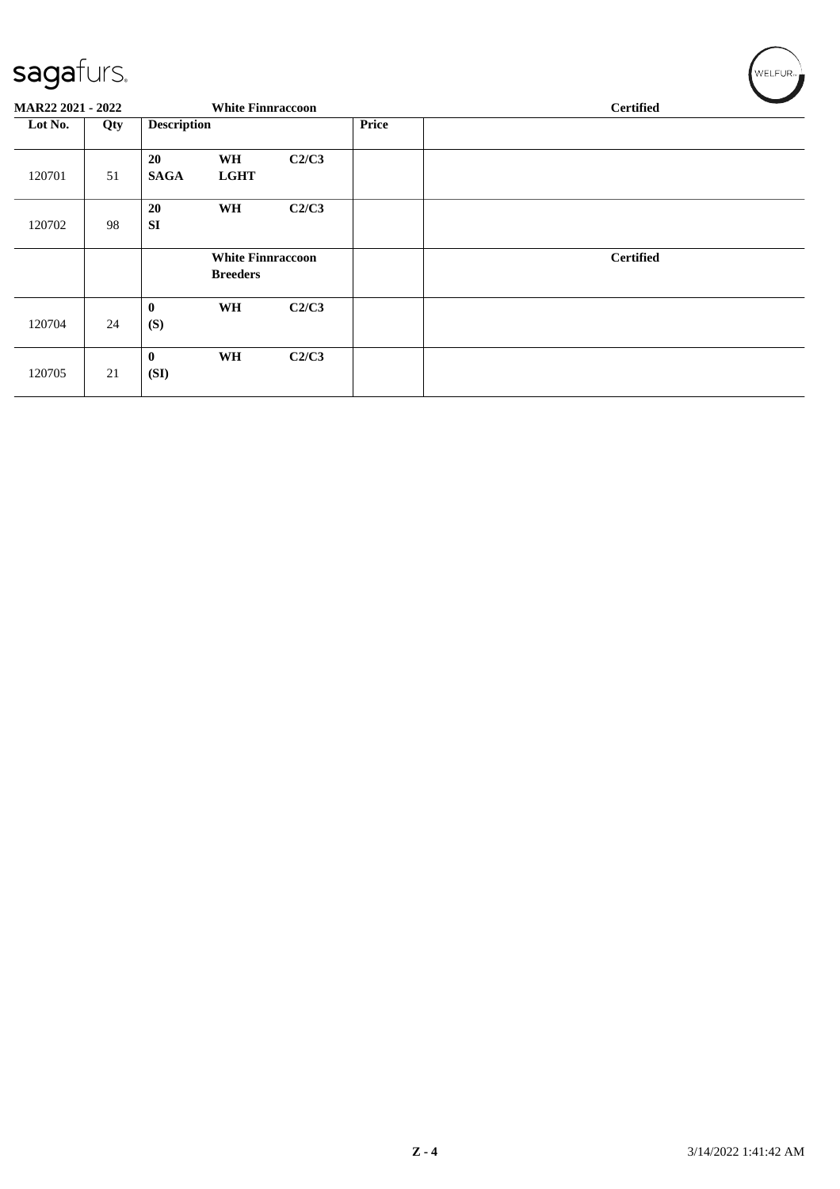sagafurs.

WELFUR

**MAR22 2021 - 2022** **White Finnraccoon** **Certified**

| Lot No. | Qty | Description | | | Price | |
|---|---|---|---|---|---|---|
| 120701 | 51 | **20** **SAGA** | **WH** **LGHT** | **C2/C3** | | |
| 120702 | 98 | **20** **SI** | **WH** | **C2/C3** | | |
| | | | **White Finnraccoon** **Breeders** | | | **Certified** |
| 120704 | 24 | **0** **(S)** | **WH** | **C2/C3** | | |
| 120705 | 21 | **0** **(SI)** | **WH** | **C2/C3** | | |

**Z - 4** 3/14/2022 1:41:42 AM